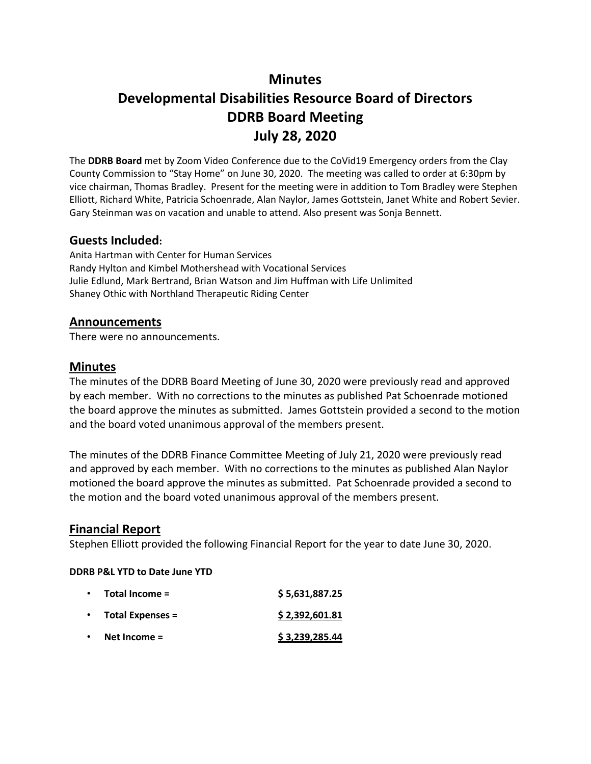# Minutes
# Developmental Disabilities Resource Board of Directors
# DDRB Board Meeting
# July 28, 2020

The **DDRB Board** met by Zoom Video Conference due to the CoVid19 Emergency orders from the Clay County Commission to "Stay Home" on June 30, 2020. The meeting was called to order at 6:30pm by vice chairman, Thomas Bradley. Present for the meeting were in addition to Tom Bradley were Stephen Elliott, Richard White, Patricia Schoenrade, Alan Naylor, James Gottstein, Janet White and Robert Sevier. Gary Steinman was on vacation and unable to attend. Also present was Sonja Bennett.

## Guests Included:

Anita Hartman with Center for Human Services
Randy Hylton and Kimbel Mothershead with Vocational Services
Julie Edlund, Mark Bertrand, Brian Watson and Jim Huffman with Life Unlimited
Shaney Othic with Northland Therapeutic Riding Center

## Announcements

There were no announcements.

## Minutes

The minutes of the DDRB Board Meeting of June 30, 2020 were previously read and approved by each member. With no corrections to the minutes as published Pat Schoenrade motioned the board approve the minutes as submitted. James Gottstein provided a second to the motion and the board voted unanimous approval of the members present.

The minutes of the DDRB Finance Committee Meeting of July 21, 2020 were previously read and approved by each member. With no corrections to the minutes as published Alan Naylor motioned the board approve the minutes as submitted. Pat Schoenrade provided a second to the motion and the board voted unanimous approval of the members present.

## Financial Report

Stephen Elliott provided the following Financial Report for the year to date June 30, 2020.

**DDRB P&L YTD to Date June YTD**

- **Total Income =** **$ 5,631,887.25**
- **Total Expenses =** **$ 2,392,601.81**
- **Net Income =** **$ 3,239,285.44**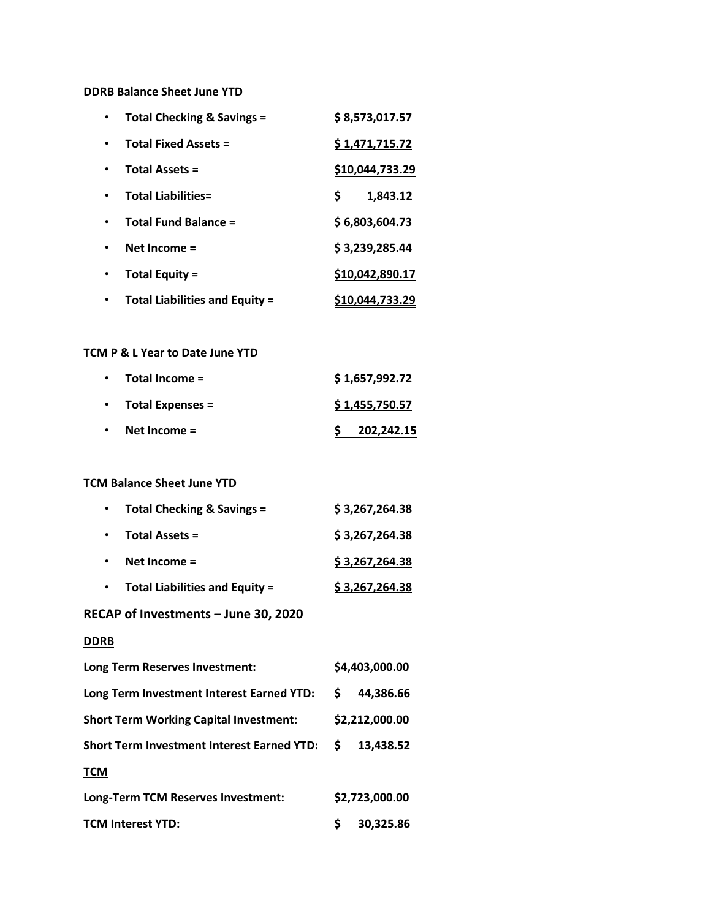**DDRB Balance Sheet June YTD**

- **Total Checking & Savings = $ 8,573,017.57**
- **Total Fixed Assets = $ 1,471,715.72**
- **Total Assets = $10,044,733.29**
- **Total Liabilities= $ 1,843.12**
- **Total Fund Balance = $ 6,803,604.73**
- **Net Income = $ 3,239,285.44**
- **Total Equity = $10,042,890.17**
- **Total Liabilities and Equity = $10,044,733.29**

**TCM P & L Year to Date June YTD**

- **Total Income = $ 1,657,992.72**
- **Total Expenses = $ 1,455,750.57**
- **Net Income = $ 202,242.15**

**TCM Balance Sheet June YTD**

- **Total Checking & Savings = $ 3,267,264.38**
- **Total Assets = $ 3,267,264.38**
- **Net Income = $ 3,267,264.38**
- **Total Liabilities and Equity = $ 3,267,264.38**

**RECAP of Investments – June 30, 2020**

**DDRB**

**Long Term Reserves Investment: $4,403,000.00**

**Long Term Investment Interest Earned YTD: $ 44,386.66**

**Short Term Working Capital Investment: $2,212,000.00**

**Short Term Investment Interest Earned YTD: $ 13,438.52**

**TCM**

**Long-Term TCM Reserves Investment: $2,723,000.00**

**TCM Interest YTD: $ 30,325.86**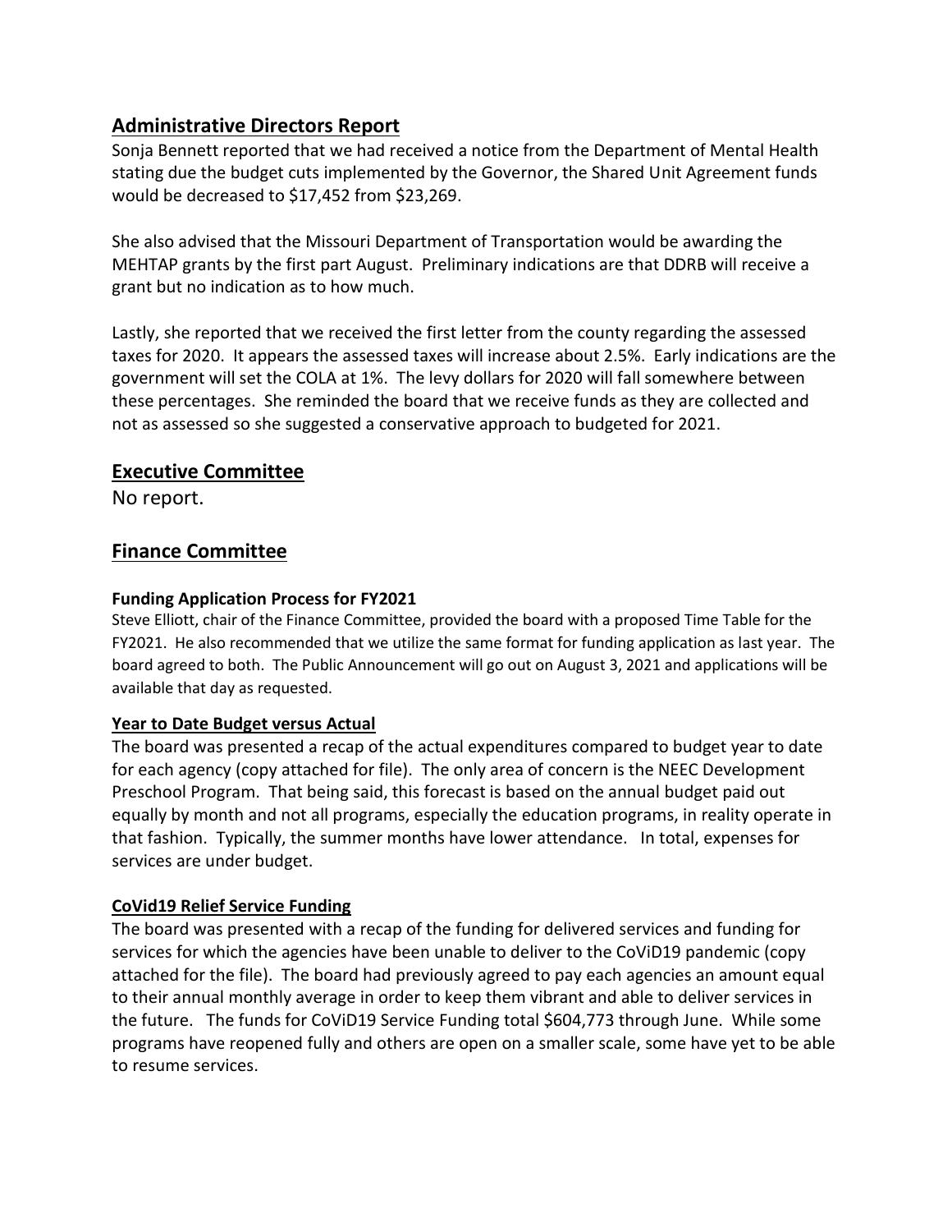## Administrative Directors Report

Sonja Bennett reported that we had received a notice from the Department of Mental Health stating due the budget cuts implemented by the Governor, the Shared Unit Agreement funds would be decreased to $17,452 from $23,269.

She also advised that the Missouri Department of Transportation would be awarding the MEHTAP grants by the first part August. Preliminary indications are that DDRB will receive a grant but no indication as to how much.

Lastly, she reported that we received the first letter from the county regarding the assessed taxes for 2020. It appears the assessed taxes will increase about 2.5%. Early indications are the government will set the COLA at 1%. The levy dollars for 2020 will fall somewhere between these percentages. She reminded the board that we receive funds as they are collected and not as assessed so she suggested a conservative approach to budgeted for 2021.

## Executive Committee

No report.

## Finance Committee

### Funding Application Process for FY2021

Steve Elliott, chair of the Finance Committee, provided the board with a proposed Time Table for the FY2021. He also recommended that we utilize the same format for funding application as last year. The board agreed to both. The Public Announcement will go out on August 3, 2021 and applications will be available that day as requested.

### Year to Date Budget versus Actual

The board was presented a recap of the actual expenditures compared to budget year to date for each agency (copy attached for file). The only area of concern is the NEEC Development Preschool Program. That being said, this forecast is based on the annual budget paid out equally by month and not all programs, especially the education programs, in reality operate in that fashion. Typically, the summer months have lower attendance. In total, expenses for services are under budget.

### CoVid19 Relief Service Funding

The board was presented with a recap of the funding for delivered services and funding for services for which the agencies have been unable to deliver to the CoViD19 pandemic (copy attached for the file). The board had previously agreed to pay each agencies an amount equal to their annual monthly average in order to keep them vibrant and able to deliver services in the future. The funds for CoViD19 Service Funding total $604,773 through June. While some programs have reopened fully and others are open on a smaller scale, some have yet to be able to resume services.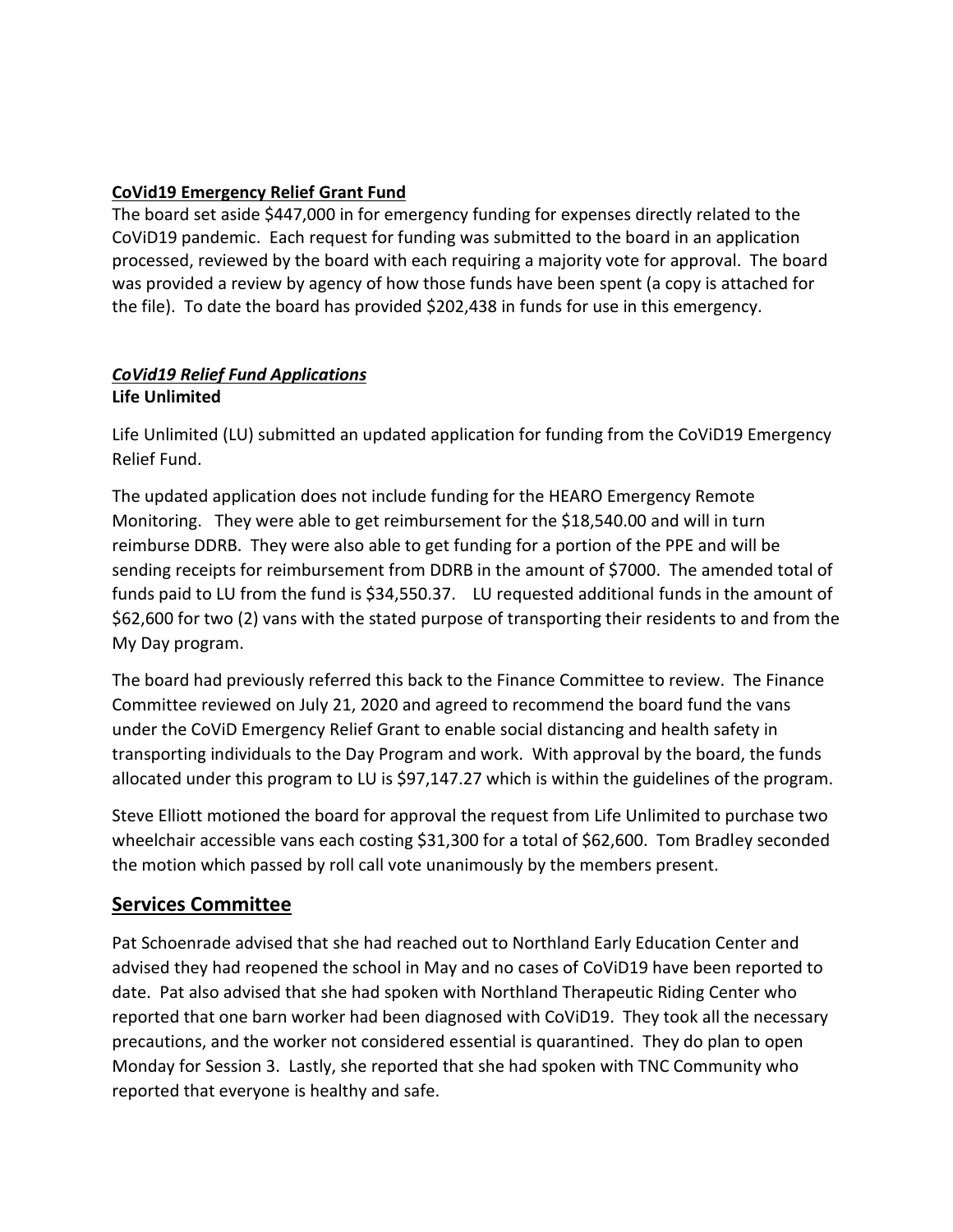**CoVid19 Emergency Relief Grant Fund**

The board set aside $447,000 in for emergency funding for expenses directly related to the CoViD19 pandemic. Each request for funding was submitted to the board in an application processed, reviewed by the board with each requiring a majority vote for approval. The board was provided a review by agency of how those funds have been spent (a copy is attached for the file). To date the board has provided $202,438 in funds for use in this emergency.

***CoVid19 Relief Fund Applications***

**Life Unlimited**

Life Unlimited (LU) submitted an updated application for funding from the CoViD19 Emergency Relief Fund.

The updated application does not include funding for the HEARO Emergency Remote Monitoring. They were able to get reimbursement for the $18,540.00 and will in turn reimburse DDRB. They were also able to get funding for a portion of the PPE and will be sending receipts for reimbursement from DDRB in the amount of $7000. The amended total of funds paid to LU from the fund is $34,550.37. LU requested additional funds in the amount of $62,600 for two (2) vans with the stated purpose of transporting their residents to and from the My Day program.

The board had previously referred this back to the Finance Committee to review. The Finance Committee reviewed on July 21, 2020 and agreed to recommend the board fund the vans under the CoViD Emergency Relief Grant to enable social distancing and health safety in transporting individuals to the Day Program and work. With approval by the board, the funds allocated under this program to LU is $97,147.27 which is within the guidelines of the program.

Steve Elliott motioned the board for approval the request from Life Unlimited to purchase two wheelchair accessible vans each costing $31,300 for a total of $62,600. Tom Bradley seconded the motion which passed by roll call vote unanimously by the members present.

## Services Committee

Pat Schoenrade advised that she had reached out to Northland Early Education Center and advised they had reopened the school in May and no cases of CoViD19 have been reported to date. Pat also advised that she had spoken with Northland Therapeutic Riding Center who reported that one barn worker had been diagnosed with CoViD19. They took all the necessary precautions, and the worker not considered essential is quarantined. They do plan to open Monday for Session 3. Lastly, she reported that she had spoken with TNC Community who reported that everyone is healthy and safe.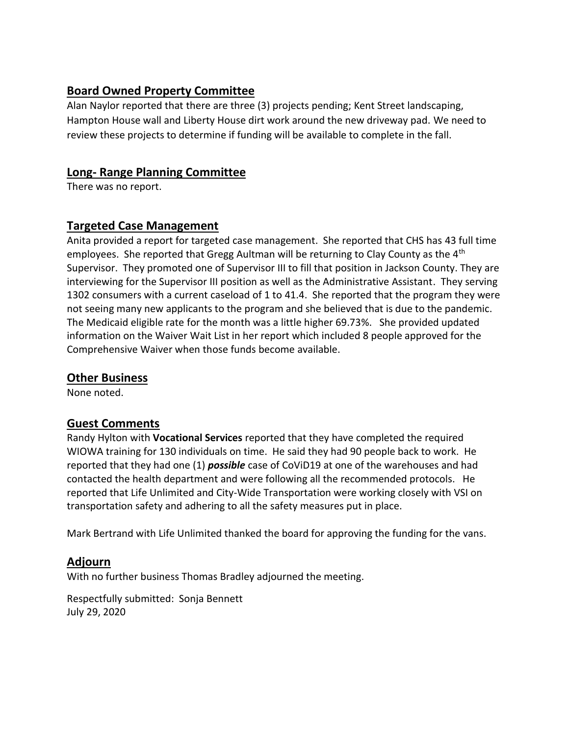## Board Owned Property Committee

Alan Naylor reported that there are three (3) projects pending; Kent Street landscaping, Hampton House wall and Liberty House dirt work around the new driveway pad. We need to review these projects to determine if funding will be available to complete in the fall.

## Long- Range Planning Committee

There was no report.

## Targeted Case Management

Anita provided a report for targeted case management. She reported that CHS has 43 full time employees. She reported that Gregg Aultman will be returning to Clay County as the 4th Supervisor. They promoted one of Supervisor III to fill that position in Jackson County. They are interviewing for the Supervisor III position as well as the Administrative Assistant. They serving 1302 consumers with a current caseload of 1 to 41.4. She reported that the program they were not seeing many new applicants to the program and she believed that is due to the pandemic. The Medicaid eligible rate for the month was a little higher 69.73%. She provided updated information on the Waiver Wait List in her report which included 8 people approved for the Comprehensive Waiver when those funds become available.

## Other Business

None noted.

## Guest Comments

Randy Hylton with **Vocational Services** reported that they have completed the required WIOWA training for 130 individuals on time. He said they had 90 people back to work. He reported that they had one (1) ***possible*** case of CoViD19 at one of the warehouses and had contacted the health department and were following all the recommended protocols. He reported that Life Unlimited and City-Wide Transportation were working closely with VSI on transportation safety and adhering to all the safety measures put in place.

Mark Bertrand with Life Unlimited thanked the board for approving the funding for the vans.

## Adjourn

With no further business Thomas Bradley adjourned the meeting.

Respectfully submitted: Sonja Bennett
July 29, 2020